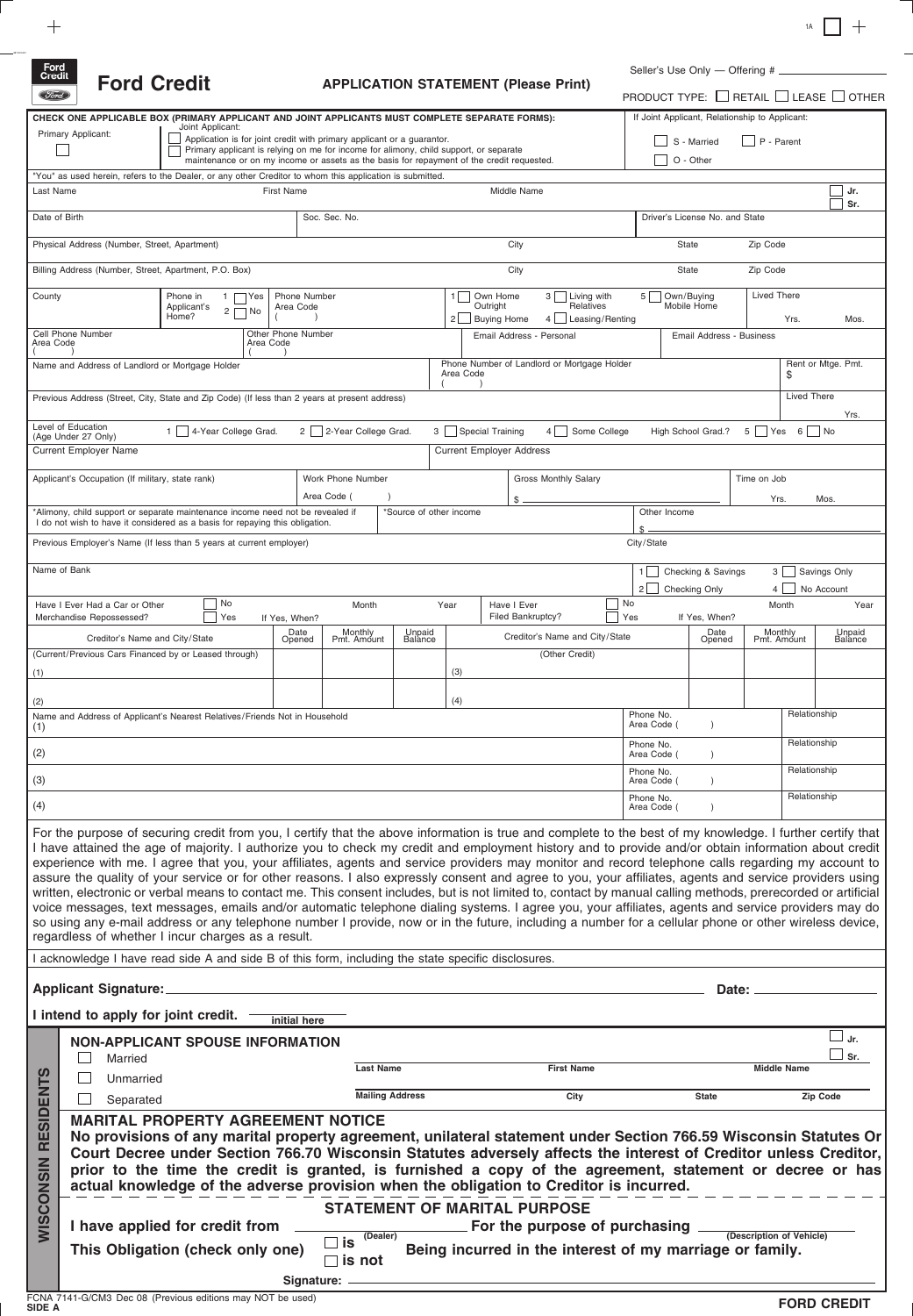1A ☐

# Ford Credit

**APPLICATION STATEMENT (Please Print)**

Seller's Use Only — Offering # ____________

PRODUCT TYPE: ☐ RETAIL ☐ LEASE ☐ OTHER

**CHECK ONE APPLICABLE BOX (PRIMARY APPLICANT AND JOINT APPLICANTS MUST COMPLETE SEPARATE FORMS):**

Primary Applicant: ☐

Joint Applicant:
- ☐ Application is for joint credit with primary applicant or a guarantor.
- ☐ Primary applicant is relying on me for income for alimony, child support, or separate maintenance or on my income or assets as the basis for repayment of the credit requested.

If Joint Applicant, Relationship to Applicant: ☐ S - Married ☐ P - Parent ☐ O - Other

"You" as used herein, refers to the Dealer, or any other Creditor to whom this application is submitted.

| Last Name | First Name | Middle Name | ☐ Jr. ☐ Sr. |
|---|---|---|---|
| Date of Birth | Soc. Sec. No. | Driver's License No. and State | |
| Physical Address (Number, Street, Apartment) | City | State | Zip Code |
| Billing Address (Number, Street, Apartment, P.O. Box) | City | State | Zip Code |

County | Phone in Applicant's Home? 1 ☐ Yes 2 ☐ No | Phone Number Area Code ( ) | 1 ☐ Own Home Outright 2 ☐ Buying Home 3 ☐ Living with Relatives 4 ☐ Leasing/Renting 5 ☐ Own/Buying Mobile Home | Lived There Yrs. Mos.

Cell Phone Number Area Code ( ) | Other Phone Number Area Code ( ) | Email Address - Personal | Email Address - Business

Name and Address of Landlord or Mortgage Holder | Phone Number of Landlord or Mortgage Holder Area Code ( ) | Rent or Mtge. Pmt. $

Previous Address (Street, City, State and Zip Code) (If less than 2 years at present address) | Lived There Yrs.

Level of Education (Age Under 27 Only) 1 ☐ 4-Year College Grad. 2 ☐ 2-Year College Grad. 3 ☐ Special Training 4 ☐ Some College High School Grad.? 5 ☐ Yes 6 ☐ No

Current Employer Name | Current Employer Address

Applicant's Occupation (If military, state rank) | Work Phone Number Area Code ( ) | Gross Monthly Salary $ | Time on Job Yrs. Mos.

*Alimony, child support or separate maintenance income need not be revealed if I do not wish to have it considered as a basis for repaying this obligation. | *Source of other income | Other Income $

Previous Employer's Name (If less than 5 years at current employer) | City/State

Name of Bank | 1 ☐ Checking & Savings 2 ☐ Checking Only 3 ☐ Savings Only 4 ☐ No Account

Have I Ever Had a Car or Other Merchandise Repossessed? ☐ No ☐ Yes If Yes, When? Month Year | Have I Ever Filed Bankruptcy? ☐ No ☐ Yes If Yes, When? Month Year

| Creditor's Name and City/State (Current/Previous Cars Financed by or Leased through) | Date Opened | Monthly Pmt. Amount | Unpaid Balance | Creditor's Name and City/State (Other Credit) | Date Opened | Monthly Pmt. Amount | Unpaid Balance |
|---|---|---|---|---|---|---|---|
| (1) | | | | (3) | | | |
| (2) | | | | (4) | | | |

| Name and Address of Applicant's Nearest Relatives/Friends Not in Household | Phone No. | Relationship |
|---|---|---|
| (1) | Area Code ( ) | |
| (2) | Area Code ( ) | |
| (3) | Area Code ( ) | |
| (4) | Area Code ( ) | |

For the purpose of securing credit from you, I certify that the above information is true and complete to the best of my knowledge. I further certify that I have attained the age of majority. I authorize you to check my credit and employment history and to provide and/or obtain information about credit experience with me. I agree that you, your affiliates, agents and service providers may monitor and record telephone calls regarding my account to assure the quality of your service or for other reasons. I also expressly consent and agree to you, your affiliates, agents and service providers using written, electronic or verbal means to contact me. This consent includes, but is not limited to, contact by manual calling methods, prerecorded or artificial voice messages, text messages, emails and/or automatic telephone dialing systems. I agree you, your affiliates, agents and service providers may do so using any e-mail address or any telephone number I provide, now or in the future, including a number for a cellular phone or other wireless device, regardless of whether I incur charges as a result.

I acknowledge I have read side A and side B of this form, including the state specific disclosures.

**Applicant Signature:** ____________________ **Date:** ____________

**I intend to apply for joint credit.** ________ initial here

## WISCONSIN RESIDENTS

**NON-APPLICANT SPOUSE INFORMATION**

☐ Married ☐ Unmarried ☐ Separated

Last Name | First Name | Middle Name | ☐ Jr. ☐ Sr.

Mailing Address | City | State | Zip Code

**MARITAL PROPERTY AGREEMENT NOTICE**

**No provisions of any marital property agreement, unilateral statement under Section 766.59 Wisconsin Statutes Or Court Decree under Section 766.70 Wisconsin Statutes adversely affects the interest of Creditor unless Creditor, prior to the time the credit is granted, is furnished a copy of the agreement, statement or decree or has actual knowledge of the adverse provision when the obligation to Creditor is incurred.**

**STATEMENT OF MARITAL PURPOSE**

**I have applied for credit from** ____________ (Dealer) **For the purpose of purchasing** ____________ (Description of Vehicle)

**This Obligation (check only one)** ☐ **is** ☐ **is not** **Being incurred in the interest of my marriage or family.**

Signature: ____________________

FCNA 7141-G/CM3 Dec 08 (Previous editions may NOT be used)
SIDE A

FORD CREDIT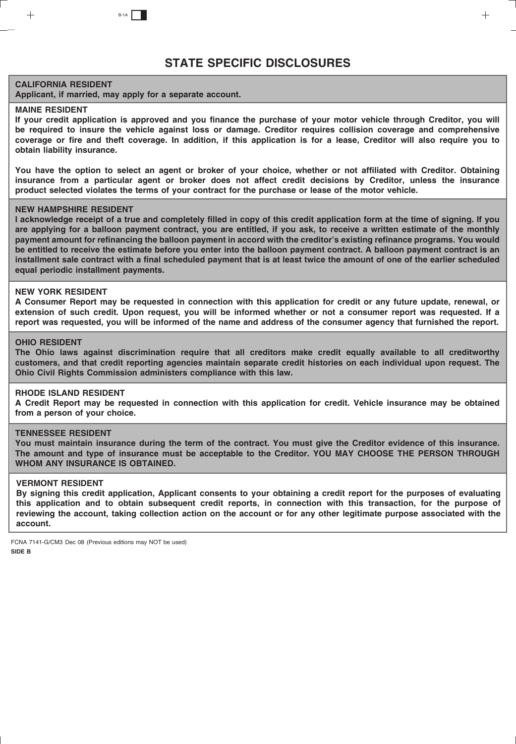# STATE SPECIFIC DISCLOSURES

**CALIFORNIA RESIDENT**
**Applicant, if married, may apply for a separate account.**

**MAINE RESIDENT**
**If your credit application is approved and you finance the purchase of your motor vehicle through Creditor, you will be required to insure the vehicle against loss or damage. Creditor requires collision coverage and comprehensive coverage or fire and theft coverage. In addition, if this application is for a lease, Creditor will also require you to obtain liability insurance.**

**You have the option to select an agent or broker of your choice, whether or not affiliated with Creditor. Obtaining insurance from a particular agent or broker does not affect credit decisions by Creditor, unless the insurance product selected violates the terms of your contract for the purchase or lease of the motor vehicle.**

**NEW HAMPSHIRE RESIDENT**
**I acknowledge receipt of a true and completely filled in copy of this credit application form at the time of signing. If you are applying for a balloon payment contract, you are entitled, if you ask, to receive a written estimate of the monthly payment amount for refinancing the balloon payment in accord with the creditor's existing refinance programs. You would be entitled to receive the estimate before you enter into the balloon payment contract. A balloon payment contract is an installment sale contract with a final scheduled payment that is at least twice the amount of one of the earlier scheduled equal periodic installment payments.**

**NEW YORK RESIDENT**
**A Consumer Report may be requested in connection with this application for credit or any future update, renewal, or extension of such credit. Upon request, you will be informed whether or not a consumer report was requested. If a report was requested, you will be informed of the name and address of the consumer agency that furnished the report.**

**OHIO RESIDENT**
**The Ohio laws against discrimination require that all creditors make credit equally available to all creditworthy customers, and that credit reporting agencies maintain separate credit histories on each individual upon request. The Ohio Civil Rights Commission administers compliance with this law.**

**RHODE ISLAND RESIDENT**
**A Credit Report may be requested in connection with this application for credit. Vehicle insurance may be obtained from a person of your choice.**

**TENNESSEE RESIDENT**
**You must maintain insurance during the term of the contract. You must give the Creditor evidence of this insurance. The amount and type of insurance must be acceptable to the Creditor. YOU MAY CHOOSE THE PERSON THROUGH WHOM ANY INSURANCE IS OBTAINED.**

**VERMONT RESIDENT**
**By signing this credit application, Applicant consents to your obtaining a credit report for the purposes of evaluating this application and to obtain subsequent credit reports, in connection with this transaction, for the purpose of reviewing the account, taking collection action on the account or for any other legitimate purpose associated with the account.**

FCNA 7141-G/CM3 Dec 08 (Previous editions may NOT be used)
**SIDE B**